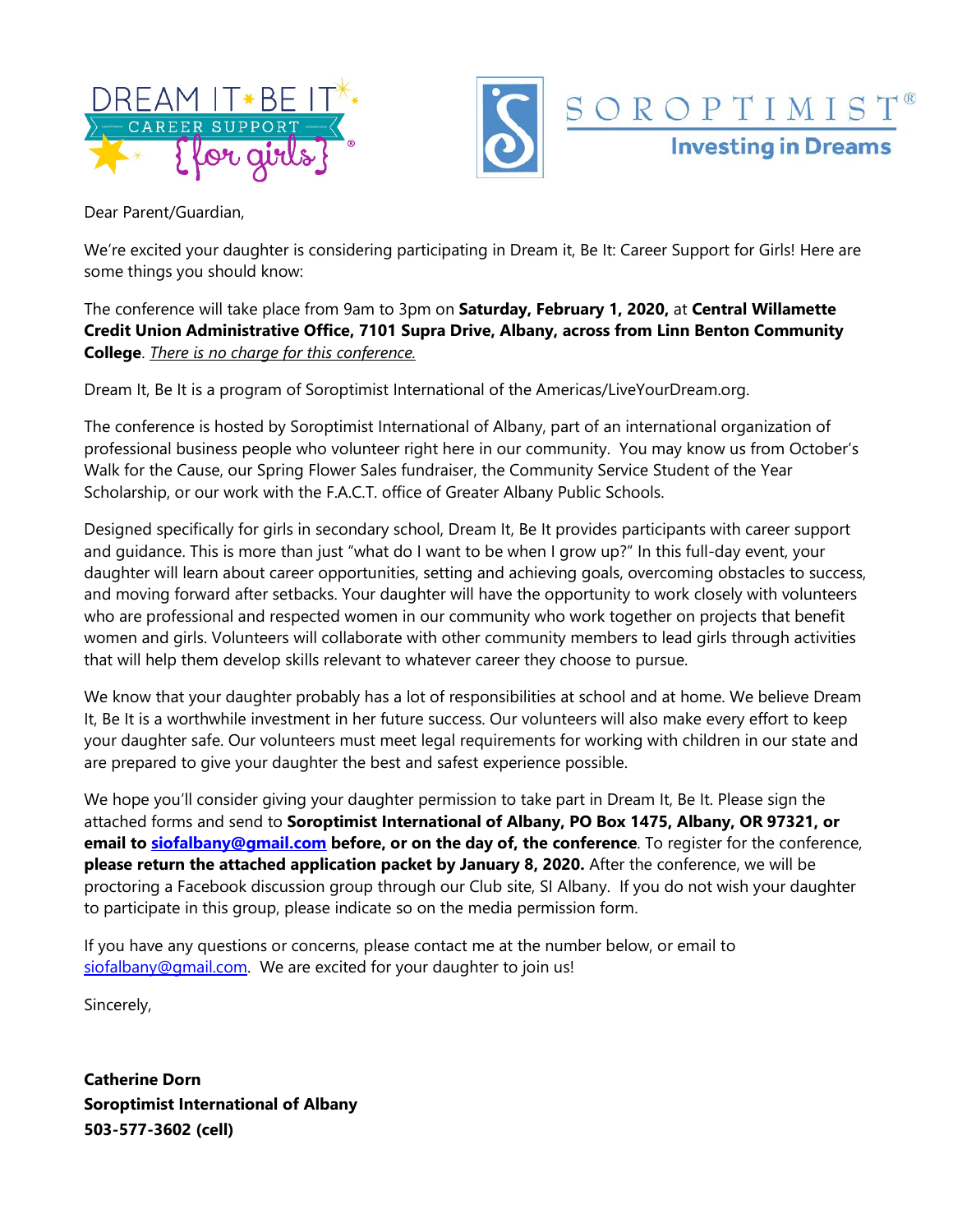Dear Parent/Guardian,

We're excited your daughter is considering participating in Dream it, Be It: Career Support for Girls! Here are some things you should know:

The conference will take place from 9am to 3pm on **Saturday, February 1, 2020,** at **Central Willamette Credit Union Administrative Office, 7101 Supra Drive, Albany, across from Linn Benton Community College**. *There is no charge for this conference.*

Dream It, Be It is a program of Soroptimist International of the Americas/LiveYourDream.org.

The conference is hosted by Soroptimist International of Albany, part of an international organization of professional business people who volunteer right here in our community. You may know us from October's Walk for the Cause, our Spring Flower Sales fundraiser, the Community Service Student of the Year Scholarship, or our work with the F.A.C.T. office of Greater Albany Public Schools.

Designed specifically for girls in secondary school, Dream It, Be It provides participants with career support and guidance. This is more than just "what do I want to be when I grow up?" In this full-day event, your daughter will learn about career opportunities, setting and achieving goals, overcoming obstacles to success, and moving forward after setbacks. Your daughter will have the opportunity to work closely with volunteers who are professional and respected women in our community who work together on projects that benefit women and girls. Volunteers will collaborate with other community members to lead girls through activities that will help them develop skills relevant to whatever career they choose to pursue.

We know that your daughter probably has a lot of responsibilities at school and at home. We believe Dream It, Be It is a worthwhile investment in her future success. Our volunteers will also make every effort to keep your daughter safe. Our volunteers must meet legal requirements for working with children in our state and are prepared to give your daughter the best and safest experience possible.

We hope you'll consider giving your daughter permission to take part in Dream It, Be It. Please sign the attached forms and send to **Soroptimist International of Albany, PO Box 1475, Albany, OR 97321, or email to siofalbany@gmail.com before, or on the day of, the conference**. To register for the conference, **please return the attached application packet by January 8, 2020.** After the conference, we will be proctoring a Facebook discussion group through our Club site, SI Albany. If you do not wish your daughter to participate in this group, please indicate so on the media permission form.

If you have any questions or concerns, please contact me at the number below, or email to siofalbany@gmail.com. We are excited for your daughter to join us!

Sincerely,

**Catherine Dorn**
**Soroptimist International of Albany**
**503-577-3602 (cell)**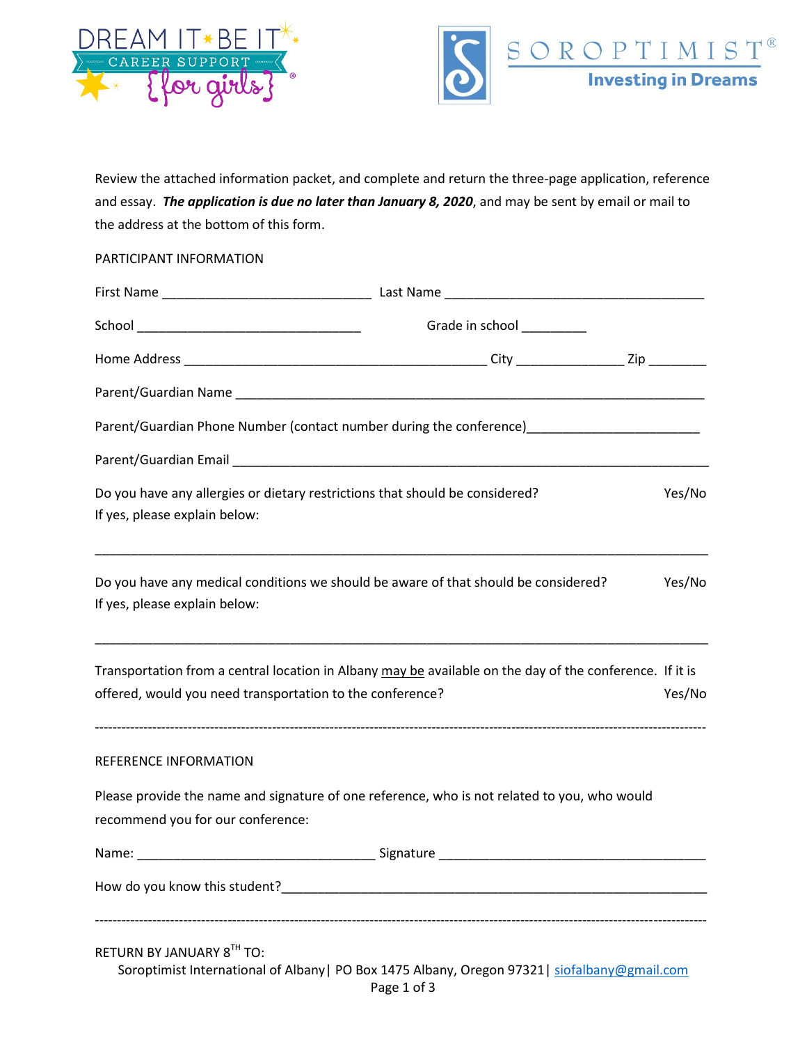Review the attached information packet, and complete and return the three-page application, reference and essay. ***The application is due no later than January 8, 2020***, and may be sent by email or mail to the address at the bottom of this form.

PARTICIPANT INFORMATION

First Name _____________________________ Last Name ____________________________________

School _______________________________ Grade in school _________

Home Address __________________________________________ City _______________ Zip ________

Parent/Guardian Name ________________________________________________________________

Parent/Guardian Phone Number (contact number during the conference)________________________

Parent/Guardian Email _________________________________________________________________

Do you have any allergies or dietary restrictions that should be considered? Yes/No
If yes, please explain below:

_______________________________________________________________________________________

Do you have any medical conditions we should be aware of that should be considered? Yes/No
If yes, please explain below:

_______________________________________________________________________________________

Transportation from a central location in Albany may be available on the day of the conference. If it is offered, would you need transportation to the conference? Yes/No

---

REFERENCE INFORMATION

Please provide the name and signature of one reference, who is not related to you, who would recommend you for our conference:

Name: _________________________________ Signature ______________________________________

How do you know this student?____________________________________________________________

---

RETURN BY JANUARY 8TH TO:
Soroptimist International of Albany| PO Box 1475 Albany, Oregon 97321| siofalbany@gmail.com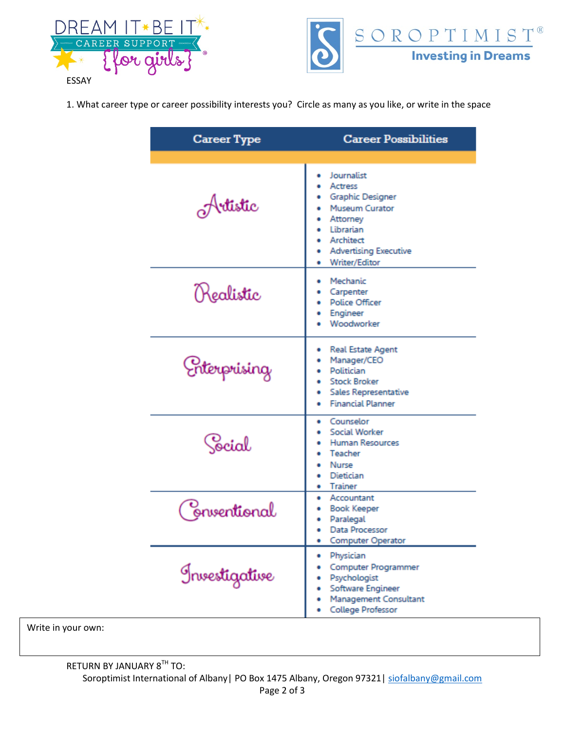ESSAY

1. What career type or career possibility interests you? Circle as many as you like, or write in the space

| Career Type | Career Possibilities |
| --- | --- |
| Artistic | • Journalist<br>• Actress<br>• Graphic Designer<br>• Museum Curator<br>• Attorney<br>• Librarian<br>• Architect<br>• Advertising Executive<br>• Writer/Editor |
| Realistic | • Mechanic<br>• Carpenter<br>• Police Officer<br>• Engineer<br>• Woodworker |
| Enterprising | • Real Estate Agent<br>• Manager/CEO<br>• Politician<br>• Stock Broker<br>• Sales Representative<br>• Financial Planner |
| Social | • Counselor<br>• Social Worker<br>• Human Resources<br>• Teacher<br>• Nurse<br>• Dietician<br>• Trainer |
| Conventional | • Accountant<br>• Book Keeper<br>• Paralegal<br>• Data Processor<br>• Computer Operator |
| Investigative | • Physician<br>• Computer Programmer<br>• Psychologist<br>• Software Engineer<br>• Management Consultant<br>• College Professor |

Write in your own:

RETURN BY JANUARY 8TH TO:

Soroptimist International of Albany| PO Box 1475 Albany, Oregon 97321| siofalbany@gmail.com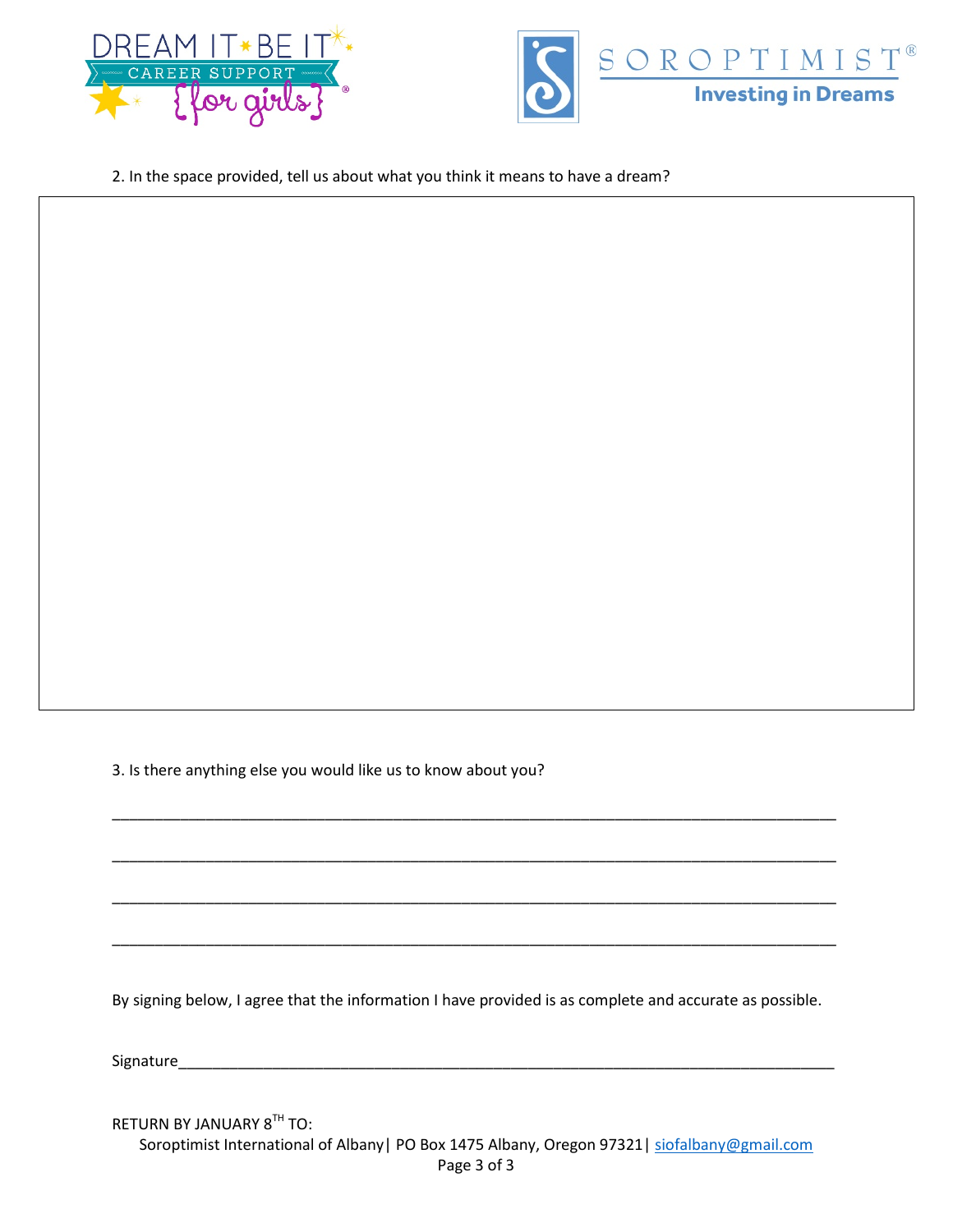2. In the space provided, tell us about what you think it means to have a dream?

3. Is there anything else you would like us to know about you?

_____________________________________________________________________________________

_____________________________________________________________________________________

_____________________________________________________________________________________

_____________________________________________________________________________________

By signing below, I agree that the information I have provided is as complete and accurate as possible.

Signature_____________________________________________________________________________

RETURN BY JANUARY 8TH TO:

Soroptimist International of Albany| PO Box 1475 Albany, Oregon 97321| siofalbany@gmail.com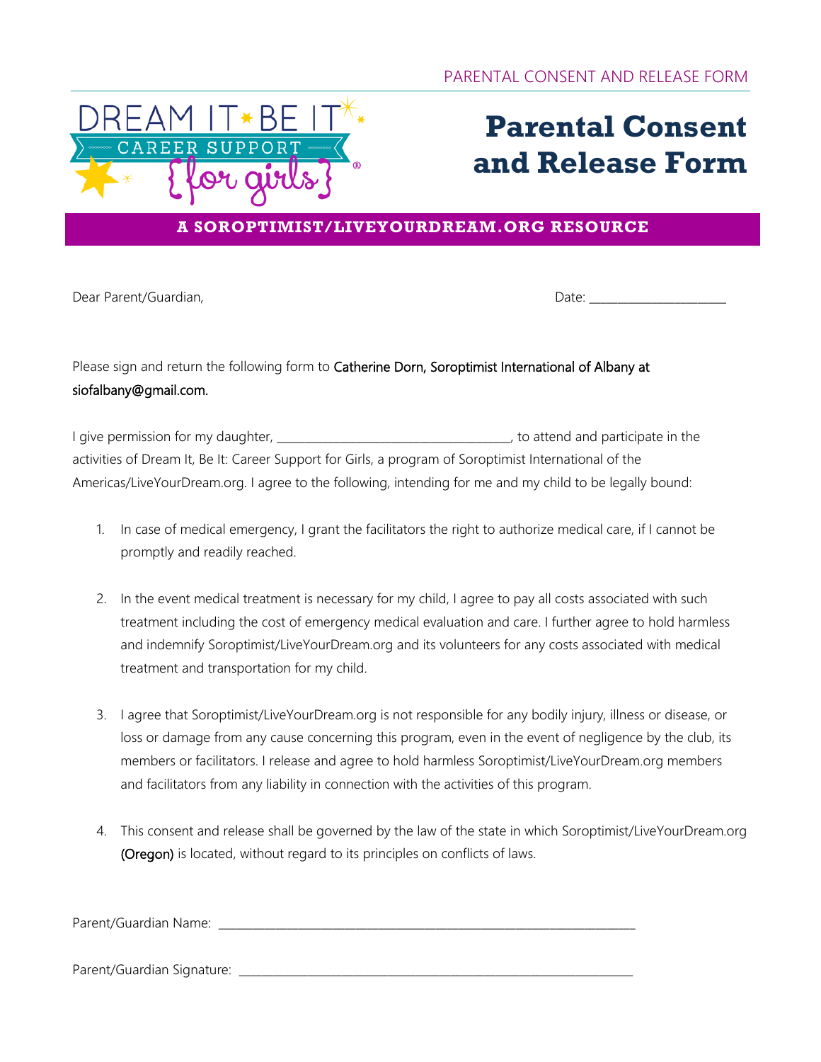# Parental Consent and Release Form

DREAM IT BE IT CAREER SUPPORT {for girls}®

**A SOROPTIMIST/LIVEYOURDREAM.ORG RESOURCE**

Dear Parent/Guardian,

Date: ______________________

Please sign and return the following form to Catherine Dorn, Soroptimist International of Albany at siofalbany@gmail.com.

I give permission for my daughter, ______________________________________, to attend and participate in the activities of Dream It, Be It: Career Support for Girls, a program of Soroptimist International of the Americas/LiveYourDream.org. I agree to the following, intending for me and my child to be legally bound:

1. In case of medical emergency, I grant the facilitators the right to authorize medical care, if I cannot be promptly and readily reached.
2. In the event medical treatment is necessary for my child, I agree to pay all costs associated with such treatment including the cost of emergency medical evaluation and care. I further agree to hold harmless and indemnify Soroptimist/LiveYourDream.org and its volunteers for any costs associated with medical treatment and transportation for my child.
3. I agree that Soroptimist/LiveYourDream.org is not responsible for any bodily injury, illness or disease, or loss or damage from any cause concerning this program, even in the event of negligence by the club, its members or facilitators. I release and agree to hold harmless Soroptimist/LiveYourDream.org members and facilitators from any liability in connection with the activities of this program.
4. This consent and release shall be governed by the law of the state in which Soroptimist/LiveYourDream.org (Oregon) is located, without regard to its principles on conflicts of laws.

Parent/Guardian Name: ____________________________________________________________________

Parent/Guardian Signature: _________________________________________________________________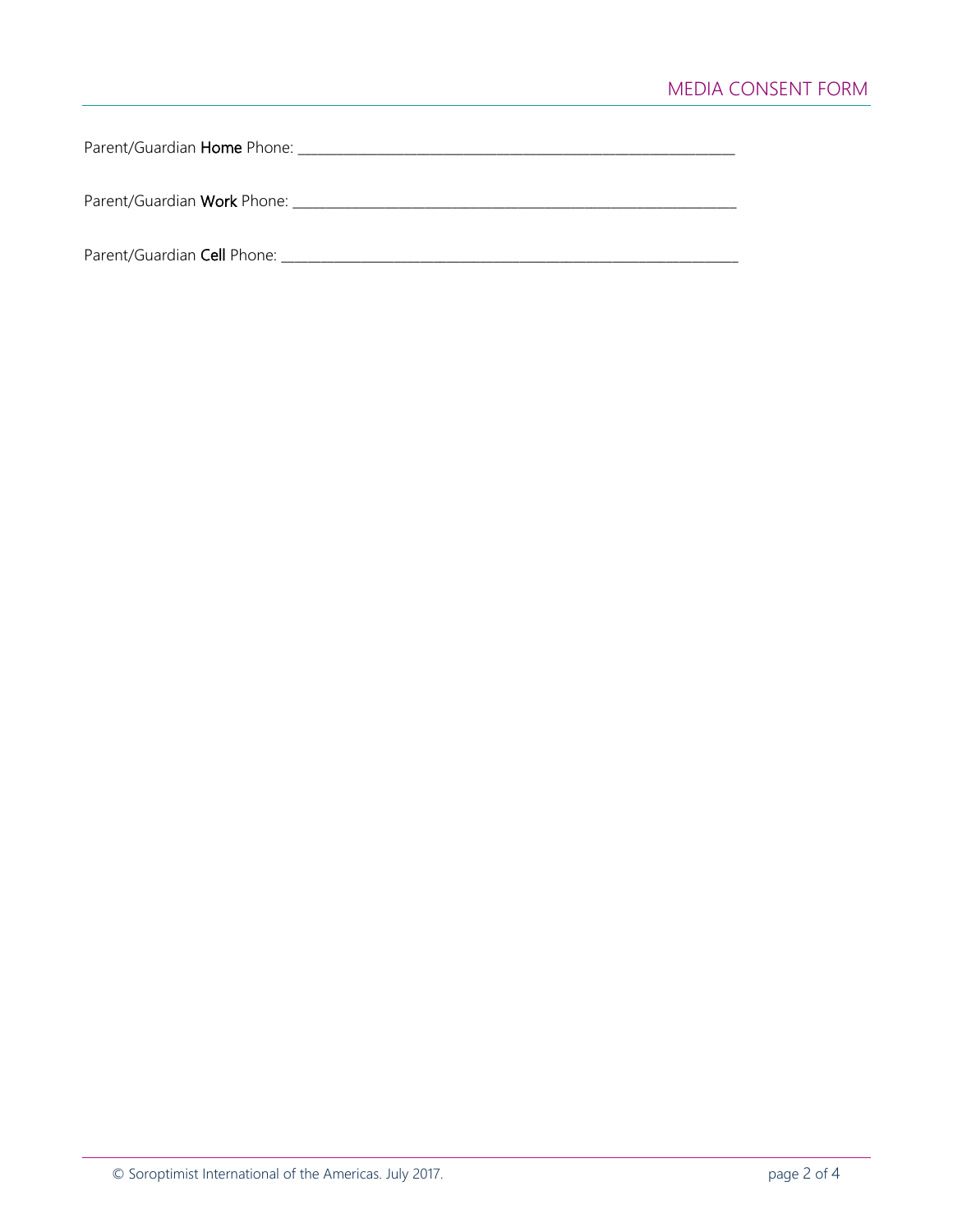Parent/Guardian **Home** Phone: ___________________________________________________________

Parent/Guardian **Work** Phone: ___________________________________________________________

Parent/Guardian **Cell** Phone: ____________________________________________________________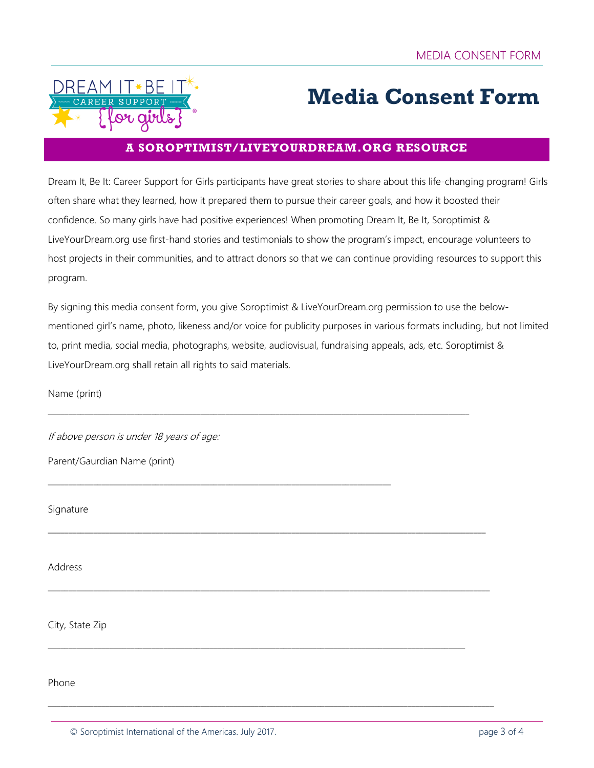# Media Consent Form

**A SOROPTIMIST/LIVEYOURDREAM.ORG RESOURCE**

Dream It, Be It: Career Support for Girls participants have great stories to share about this life-changing program! Girls often share what they learned, how it prepared them to pursue their career goals, and how it boosted their confidence. So many girls have had positive experiences! When promoting Dream It, Be It, Soroptimist & LiveYourDream.org use first-hand stories and testimonials to show the program's impact, encourage volunteers to host projects in their communities, and to attract donors so that we can continue providing resources to support this program.

By signing this media consent form, you give Soroptimist & LiveYourDream.org permission to use the below-mentioned girl's name, photo, likeness and/or voice for publicity purposes in various formats including, but not limited to, print media, social media, photographs, website, audiovisual, fundraising appeals, ads, etc. Soroptimist & LiveYourDream.org shall retain all rights to said materials.

Name (print)

_______________________________________________

*If above person is under 18 years of age:*

Parent/Gaurdian Name (print)

_______________________________________________

Signature

_______________________________________________

Address

_______________________________________________

City, State Zip

_______________________________________________

Phone

_______________________________________________

© Soroptimist International of the Americas. July 2017.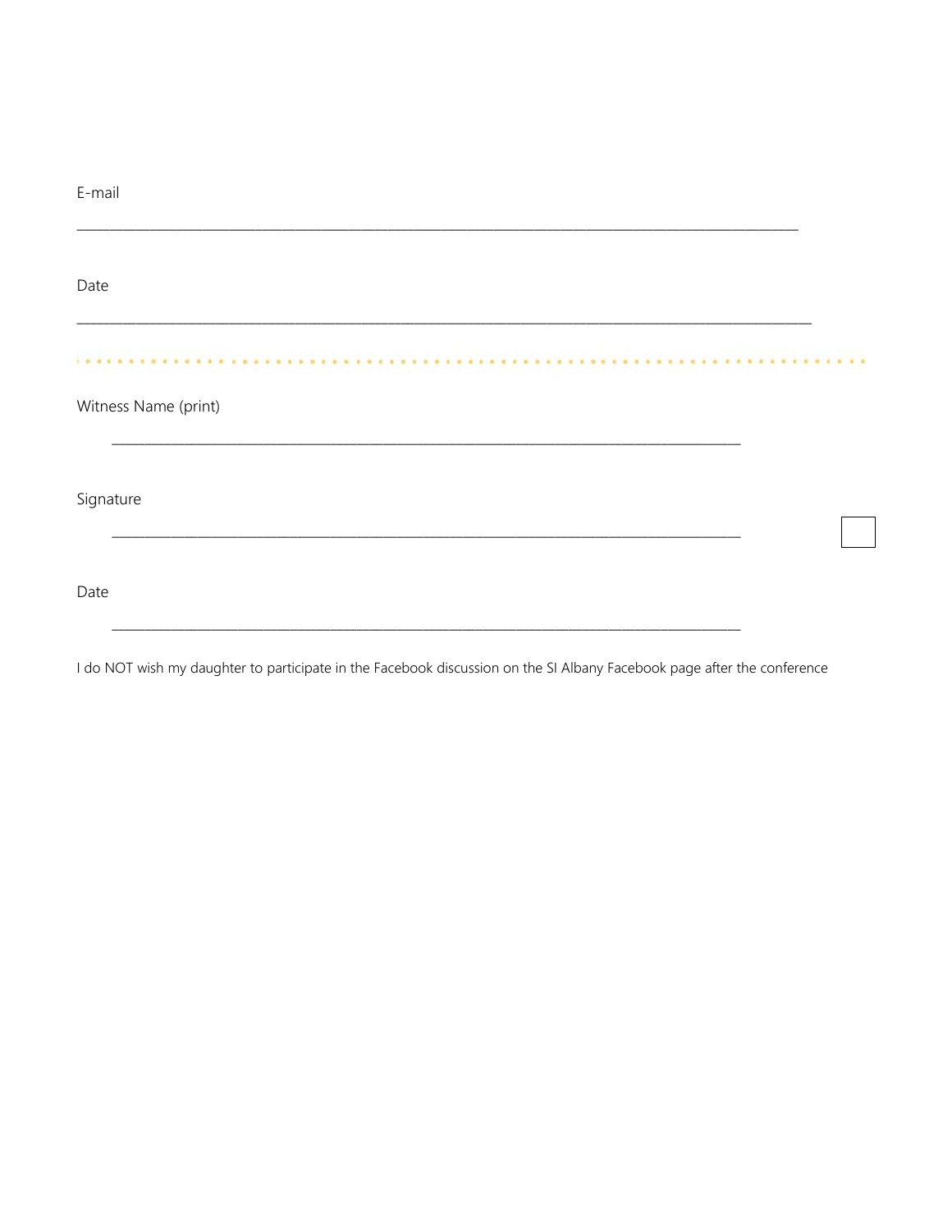E-mail

_______________________________________________________________________________________________

Date

_______________________________________________________________________________________________

---

Witness Name (print)

_______________________________________________________________________________________

Signature

_______________________________________________________________________________________ ☐

Date

_______________________________________________________________________________________

I do NOT wish my daughter to participate in the Facebook discussion on the SI Albany Facebook page after the conference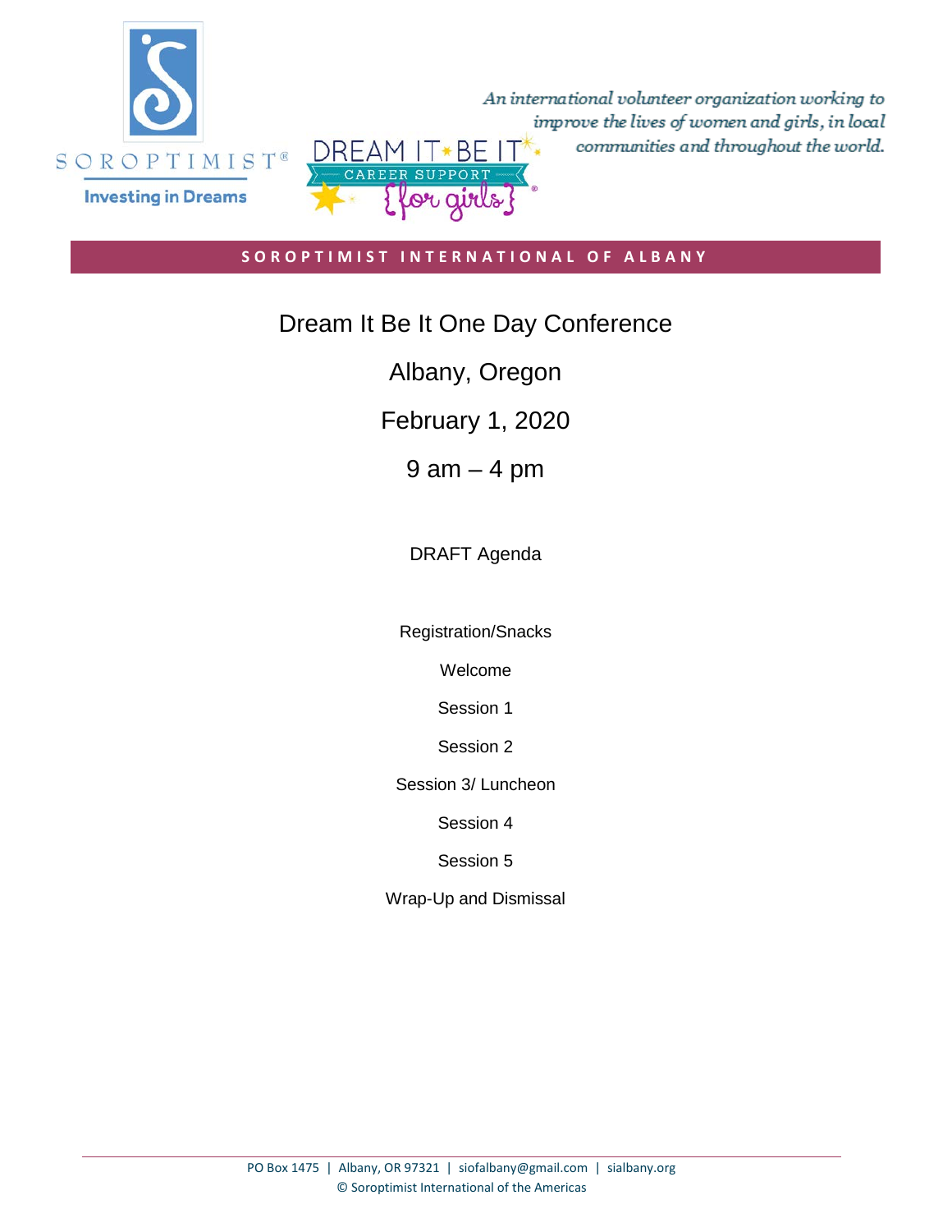SOROPTIMIST®

Investing in Dreams

DREAM IT BE IT

CAREER SUPPORT

{for girls}

*An international volunteer organization working to improve the lives of women and girls, in local communities and throughout the world.*

**SOROPTIMIST INTERNATIONAL OF ALBANY**

# Dream It Be It One Day Conference

## Albany, Oregon

## February 1, 2020

## 9 am – 4 pm

DRAFT Agenda

Registration/Snacks

Welcome

Session 1

Session 2

Session 3/ Luncheon

Session 4

Session 5

Wrap-Up and Dismissal

PO Box 1475 | Albany, OR 97321 | siofalbany@gmail.com | sialbany.org

© Soroptimist International of the Americas